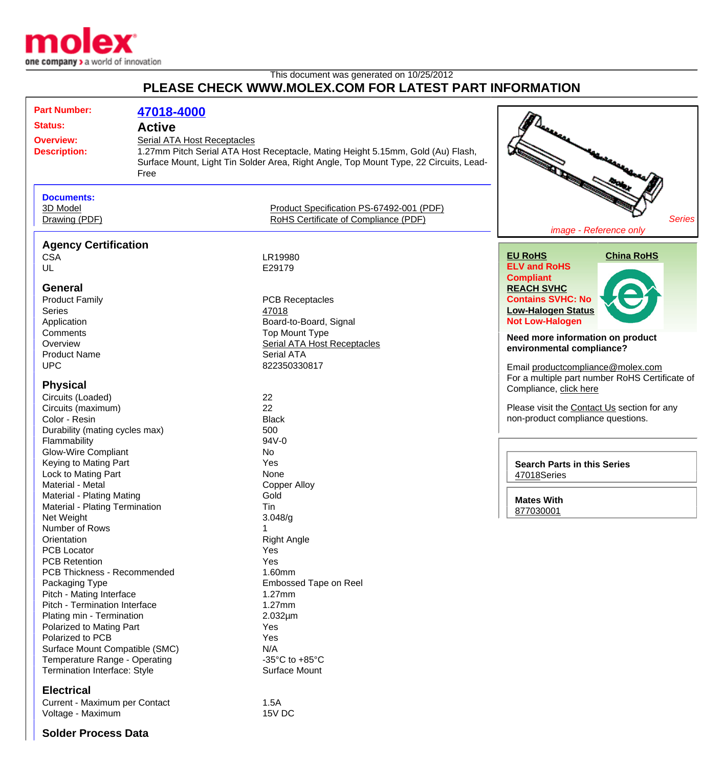molex
one company > a world of innovation

This document was generated on 10/25/2012

# PLEASE CHECK WWW.MOLEX.COM FOR LATEST PART INFORMATION

| | |
|---|---|
| **Part Number:** | **47018-4000** |
| **Status:** | **Active** |
| **Overview:** | Serial ATA Host Receptacles |
| **Description:** | 1.27mm Pitch Serial ATA Host Receptacle, Mating Height 5.15mm, Gold (Au) Flash, Surface Mount, Light Tin Solder Area, Right Angle, Top Mount Type, 22 Circuits, Lead-Free |

**Documents:**

| | |
|---|---|
| 3D Model | Product Specification PS-67492-001 (PDF) |
| Drawing (PDF) | RoHS Certificate of Compliance (PDF) |

*Series image - Reference only*

**EU RoHS**
**ELV and RoHS Compliant**
**REACH SVHC**
**Contains SVHC: No**
**Low-Halogen Status**
**Not Low-Halogen**

**China RoHS**

**Need more information on product environmental compliance?**

Email productcompliance@molex.com
For a multiple part number RoHS Certificate of Compliance, click here

Please visit the Contact Us section for any non-product compliance questions.

**Search Parts in this Series**
47018Series

**Mates With**
877030001

## Agency Certification

| | |
|---|---|
| CSA | LR19980 |
| UL | E29179 |

## General

| | |
|---|---|
| Product Family | PCB Receptacles |
| Series | 47018 |
| Application | Board-to-Board, Signal |
| Comments | Top Mount Type |
| Overview | Serial ATA Host Receptacles |
| Product Name | Serial ATA |
| UPC | 822350330817 |

## Physical

| | |
|---|---|
| Circuits (Loaded) | 22 |
| Circuits (maximum) | 22 |
| Color - Resin | Black |
| Durability (mating cycles max) | 500 |
| Flammability | 94V-0 |
| Glow-Wire Compliant | No |
| Keying to Mating Part | Yes |
| Lock to Mating Part | None |
| Material - Metal | Copper Alloy |
| Material - Plating Mating | Gold |
| Material - Plating Termination | Tin |
| Net Weight | 3.048/g |
| Number of Rows | 1 |
| Orientation | Right Angle |
| PCB Locator | Yes |
| PCB Retention | Yes |
| PCB Thickness - Recommended | 1.60mm |
| Packaging Type | Embossed Tape on Reel |
| Pitch - Mating Interface | 1.27mm |
| Pitch - Termination Interface | 1.27mm |
| Plating min - Termination | 2.032µm |
| Polarized to Mating Part | Yes |
| Polarized to PCB | Yes |
| Surface Mount Compatible (SMC) | N/A |
| Temperature Range - Operating | -35°C to +85°C |
| Termination Interface: Style | Surface Mount |

## Electrical

| | |
|---|---|
| Current - Maximum per Contact | 1.5A |
| Voltage - Maximum | 15V DC |

## Solder Process Data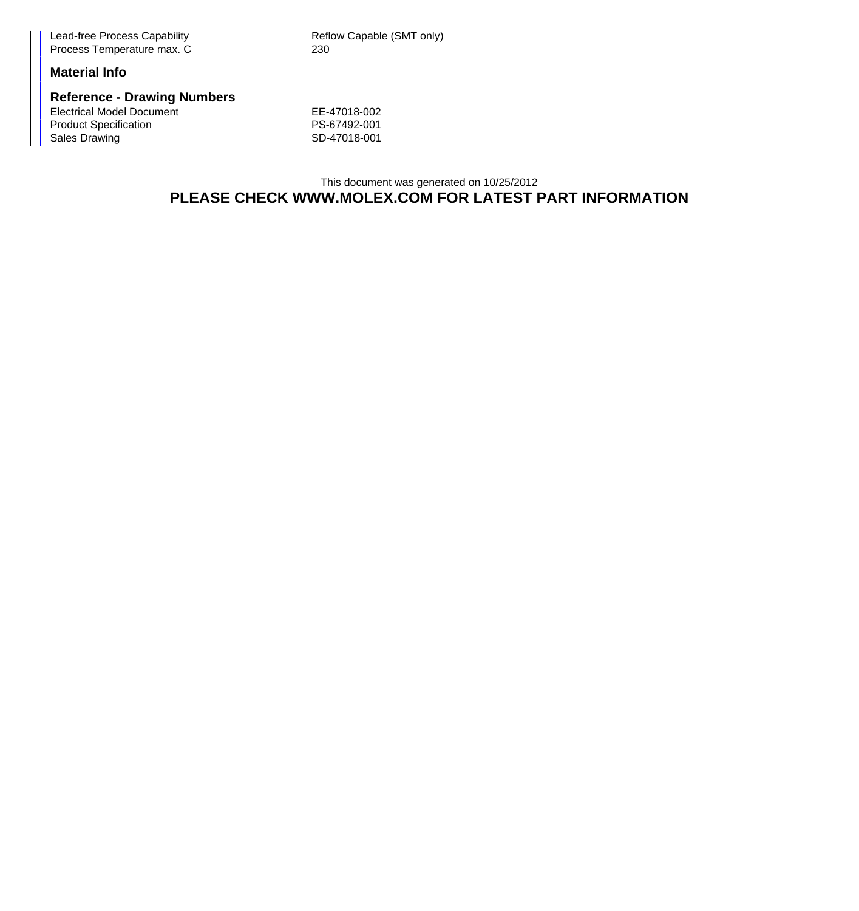| | |
|---|---|
| Lead-free Process Capability | Reflow Capable (SMT only) |
| Process Temperature max. C | 230 |

**Material Info**

**Reference - Drawing Numbers**

| | |
|---|---|
| Electrical Model Document | EE-47018-002 |
| Product Specification | PS-67492-001 |
| Sales Drawing | SD-47018-001 |

This document was generated on 10/25/2012

**PLEASE CHECK WWW.MOLEX.COM FOR LATEST PART INFORMATION**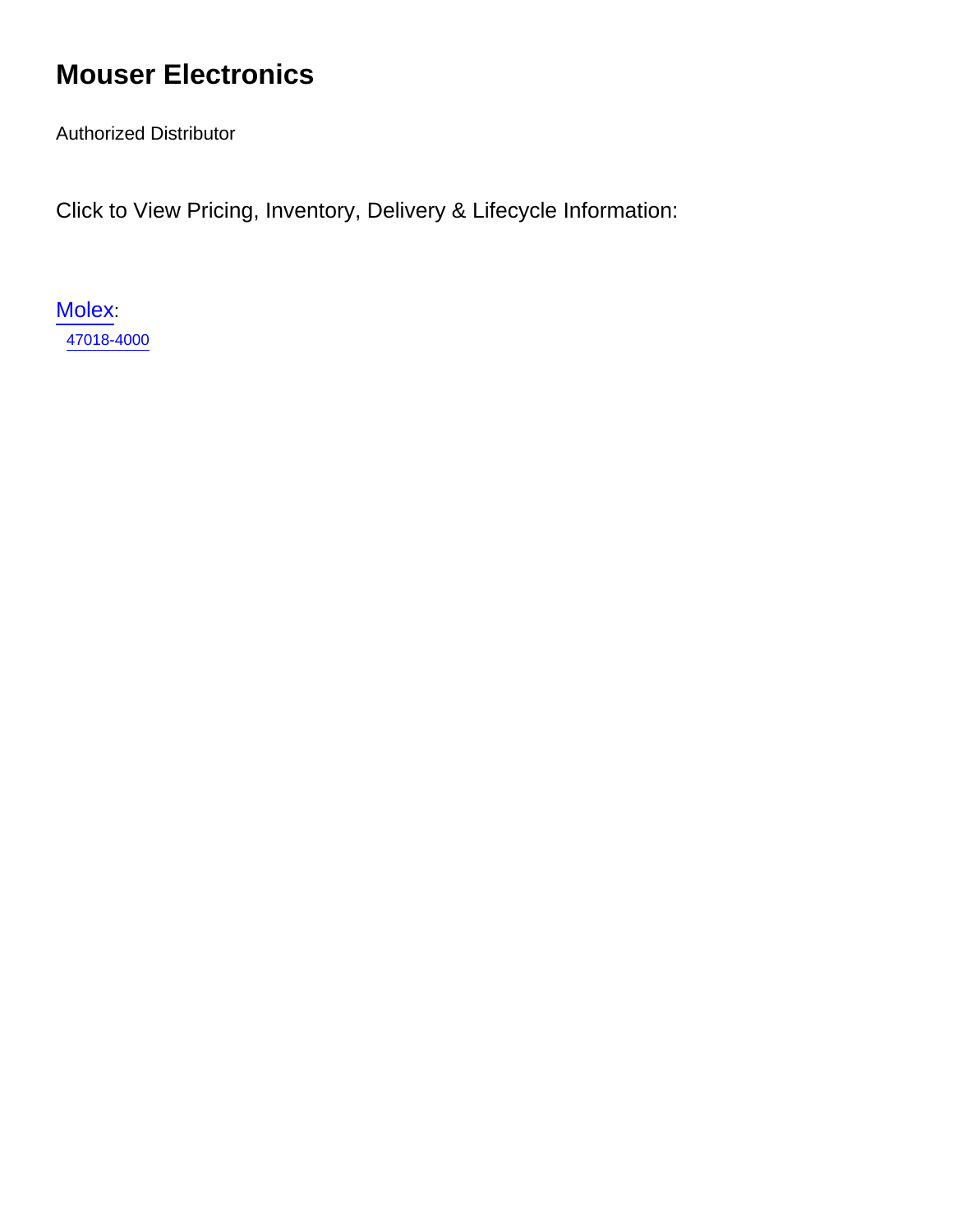# Mouser Electronics

Authorized Distributor

Click to View Pricing, Inventory, Delivery & Lifecycle Information:

Molex:

47018-4000